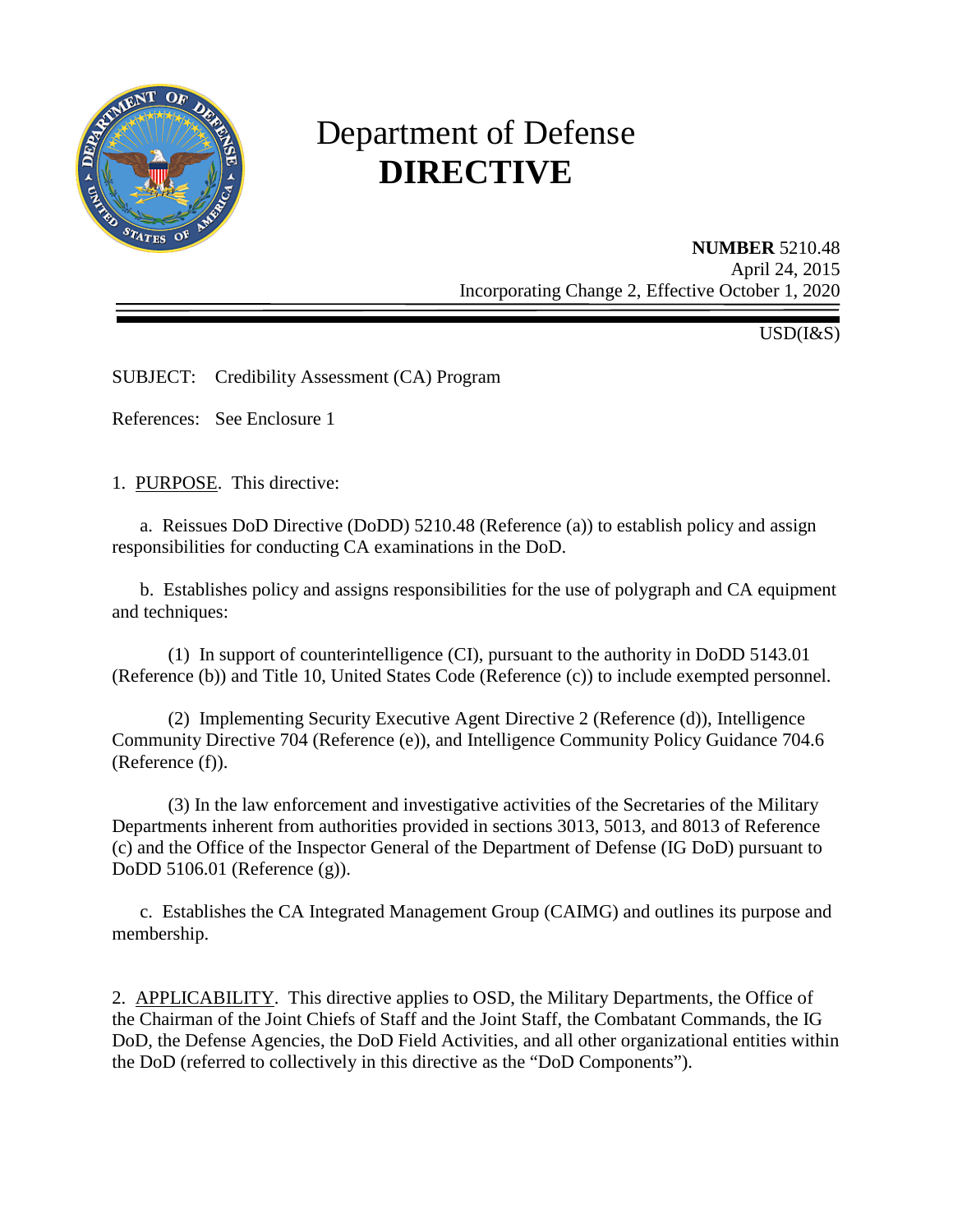# Department of Defense
# **DIRECTIVE**

**NUMBER** 5210.48
April 24, 2015
Incorporating Change 2, Effective October 1, 2020

USD(I&S)

SUBJECT: Credibility Assessment (CA) Program

References: See Enclosure 1

1. PURPOSE. This directive:

a. Reissues DoD Directive (DoDD) 5210.48 (Reference (a)) to establish policy and assign responsibilities for conducting CA examinations in the DoD.

b. Establishes policy and assigns responsibilities for the use of polygraph and CA equipment and techniques:

(1) In support of counterintelligence (CI), pursuant to the authority in DoDD 5143.01 (Reference (b)) and Title 10, United States Code (Reference (c)) to include exempted personnel.

(2) Implementing Security Executive Agent Directive 2 (Reference (d)), Intelligence Community Directive 704 (Reference (e)), and Intelligence Community Policy Guidance 704.6 (Reference (f)).

(3) In the law enforcement and investigative activities of the Secretaries of the Military Departments inherent from authorities provided in sections 3013, 5013, and 8013 of Reference (c) and the Office of the Inspector General of the Department of Defense (IG DoD) pursuant to DoDD 5106.01 (Reference (g)).

c. Establishes the CA Integrated Management Group (CAIMG) and outlines its purpose and membership.

2. APPLICABILITY. This directive applies to OSD, the Military Departments, the Office of the Chairman of the Joint Chiefs of Staff and the Joint Staff, the Combatant Commands, the IG DoD, the Defense Agencies, the DoD Field Activities, and all other organizational entities within the DoD (referred to collectively in this directive as the "DoD Components").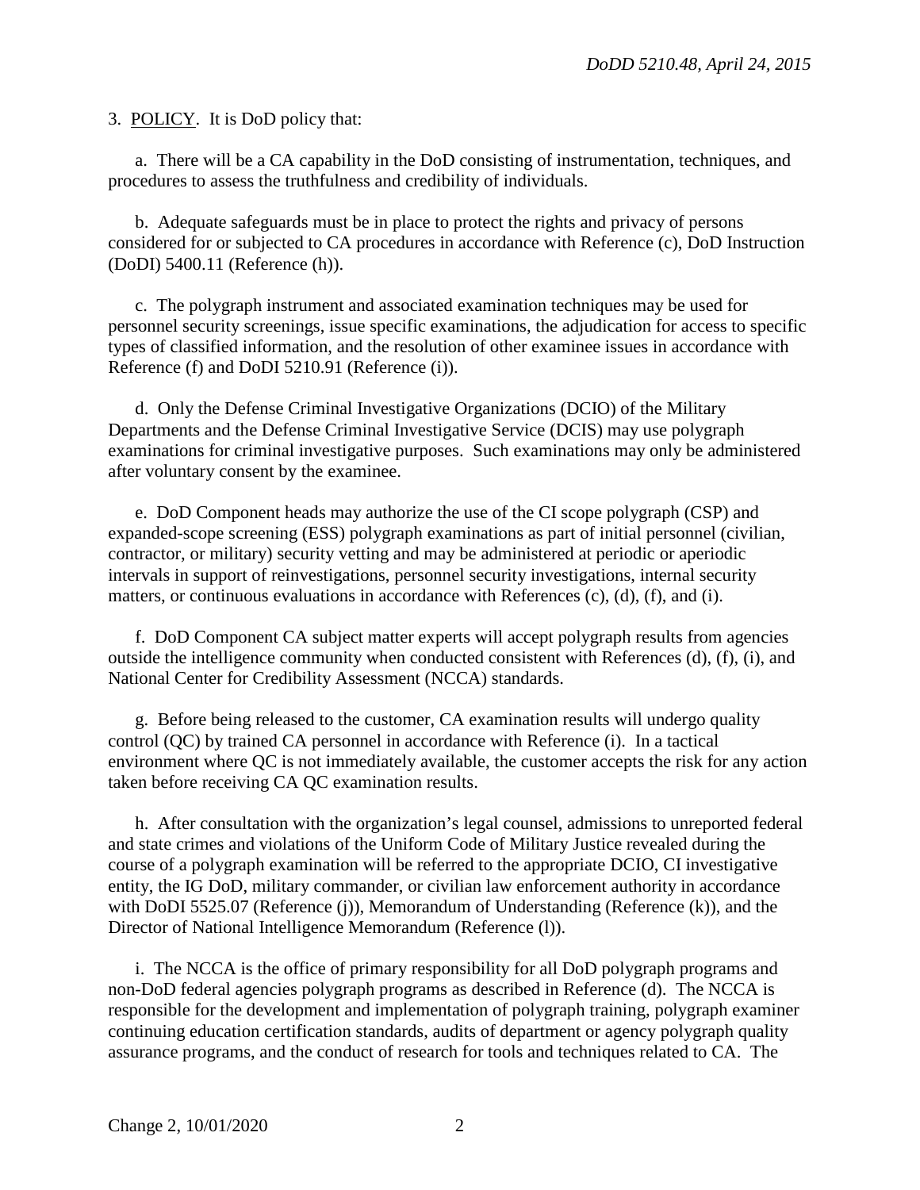3. POLICY. It is DoD policy that:

a. There will be a CA capability in the DoD consisting of instrumentation, techniques, and procedures to assess the truthfulness and credibility of individuals.

b. Adequate safeguards must be in place to protect the rights and privacy of persons considered for or subjected to CA procedures in accordance with Reference (c), DoD Instruction (DoDI) 5400.11 (Reference (h)).

c. The polygraph instrument and associated examination techniques may be used for personnel security screenings, issue specific examinations, the adjudication for access to specific types of classified information, and the resolution of other examinee issues in accordance with Reference (f) and DoDI 5210.91 (Reference (i)).

d. Only the Defense Criminal Investigative Organizations (DCIO) of the Military Departments and the Defense Criminal Investigative Service (DCIS) may use polygraph examinations for criminal investigative purposes. Such examinations may only be administered after voluntary consent by the examinee.

e. DoD Component heads may authorize the use of the CI scope polygraph (CSP) and expanded-scope screening (ESS) polygraph examinations as part of initial personnel (civilian, contractor, or military) security vetting and may be administered at periodic or aperiodic intervals in support of reinvestigations, personnel security investigations, internal security matters, or continuous evaluations in accordance with References (c), (d), (f), and (i).

f. DoD Component CA subject matter experts will accept polygraph results from agencies outside the intelligence community when conducted consistent with References (d), (f), (i), and National Center for Credibility Assessment (NCCA) standards.

g. Before being released to the customer, CA examination results will undergo quality control (QC) by trained CA personnel in accordance with Reference (i). In a tactical environment where QC is not immediately available, the customer accepts the risk for any action taken before receiving CA QC examination results.

h. After consultation with the organization's legal counsel, admissions to unreported federal and state crimes and violations of the Uniform Code of Military Justice revealed during the course of a polygraph examination will be referred to the appropriate DCIO, CI investigative entity, the IG DoD, military commander, or civilian law enforcement authority in accordance with DoDI 5525.07 (Reference (j)), Memorandum of Understanding (Reference (k)), and the Director of National Intelligence Memorandum (Reference (l)).

i. The NCCA is the office of primary responsibility for all DoD polygraph programs and non-DoD federal agencies polygraph programs as described in Reference (d). The NCCA is responsible for the development and implementation of polygraph training, polygraph examiner continuing education certification standards, audits of department or agency polygraph quality assurance programs, and the conduct of research for tools and techniques related to CA. The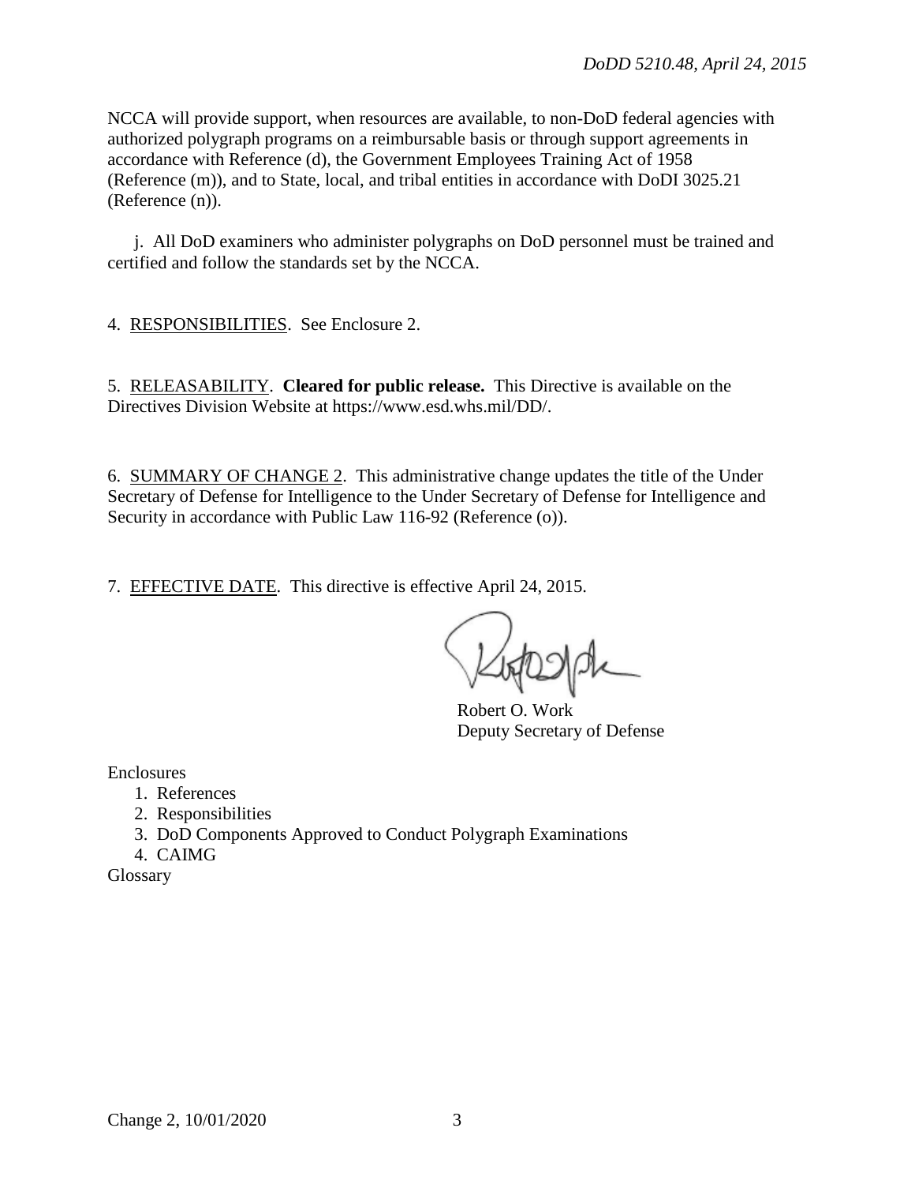NCCA will provide support, when resources are available, to non-DoD federal agencies with authorized polygraph programs on a reimbursable basis or through support agreements in accordance with Reference (d), the Government Employees Training Act of 1958 (Reference (m)), and to State, local, and tribal entities in accordance with DoDI 3025.21 (Reference (n)).

j. All DoD examiners who administer polygraphs on DoD personnel must be trained and certified and follow the standards set by the NCCA.

4. RESPONSIBILITIES. See Enclosure 2.

5. RELEASABILITY. **Cleared for public release.** This Directive is available on the Directives Division Website at https://www.esd.whs.mil/DD/.

6. SUMMARY OF CHANGE 2. This administrative change updates the title of the Under Secretary of Defense for Intelligence to the Under Secretary of Defense for Intelligence and Security in accordance with Public Law 116-92 (Reference (o)).

7. EFFECTIVE DATE. This directive is effective April 24, 2015.

Robert O. Work
Deputy Secretary of Defense

Enclosures

1. References
2. Responsibilities
3. DoD Components Approved to Conduct Polygraph Examinations
4. CAIMG

Glossary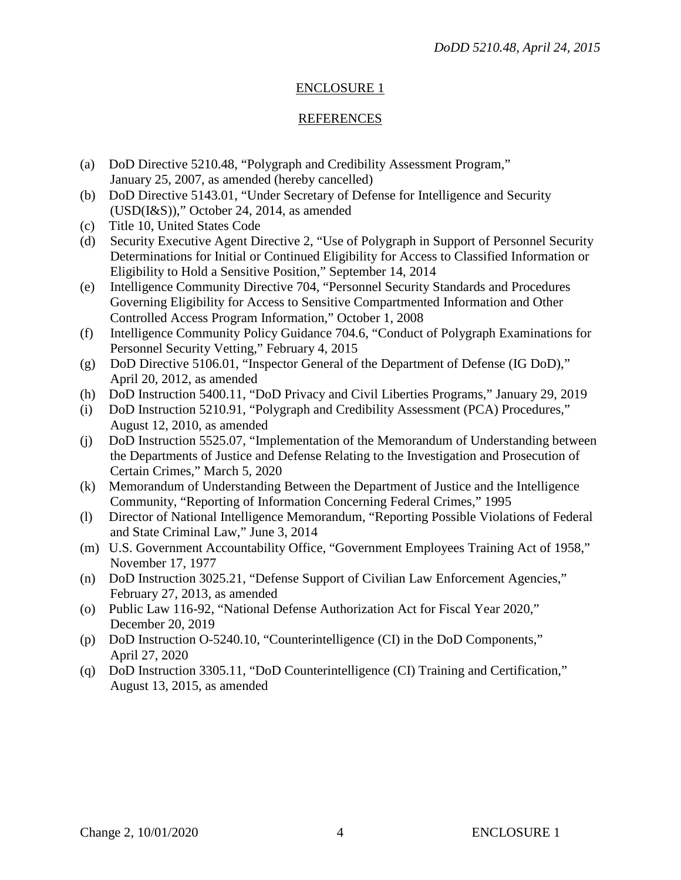## ENCLOSURE 1

## REFERENCES

(a) DoD Directive 5210.48, "Polygraph and Credibility Assessment Program," January 25, 2007, as amended (hereby cancelled)

(b) DoD Directive 5143.01, "Under Secretary of Defense for Intelligence and Security (USD(I&S))," October 24, 2014, as amended

(c) Title 10, United States Code

(d) Security Executive Agent Directive 2, "Use of Polygraph in Support of Personnel Security Determinations for Initial or Continued Eligibility for Access to Classified Information or Eligibility to Hold a Sensitive Position," September 14, 2014

(e) Intelligence Community Directive 704, "Personnel Security Standards and Procedures Governing Eligibility for Access to Sensitive Compartmented Information and Other Controlled Access Program Information," October 1, 2008

(f) Intelligence Community Policy Guidance 704.6, "Conduct of Polygraph Examinations for Personnel Security Vetting," February 4, 2015

(g) DoD Directive 5106.01, "Inspector General of the Department of Defense (IG DoD)," April 20, 2012, as amended

(h) DoD Instruction 5400.11, "DoD Privacy and Civil Liberties Programs," January 29, 2019

(i) DoD Instruction 5210.91, "Polygraph and Credibility Assessment (PCA) Procedures," August 12, 2010, as amended

(j) DoD Instruction 5525.07, "Implementation of the Memorandum of Understanding between the Departments of Justice and Defense Relating to the Investigation and Prosecution of Certain Crimes," March 5, 2020

(k) Memorandum of Understanding Between the Department of Justice and the Intelligence Community, "Reporting of Information Concerning Federal Crimes," 1995

(l) Director of National Intelligence Memorandum, "Reporting Possible Violations of Federal and State Criminal Law," June 3, 2014

(m) U.S. Government Accountability Office, "Government Employees Training Act of 1958," November 17, 1977

(n) DoD Instruction 3025.21, "Defense Support of Civilian Law Enforcement Agencies," February 27, 2013, as amended

(o) Public Law 116-92, "National Defense Authorization Act for Fiscal Year 2020," December 20, 2019

(p) DoD Instruction O-5240.10, "Counterintelligence (CI) in the DoD Components," April 27, 2020

(q) DoD Instruction 3305.11, "DoD Counterintelligence (CI) Training and Certification," August 13, 2015, as amended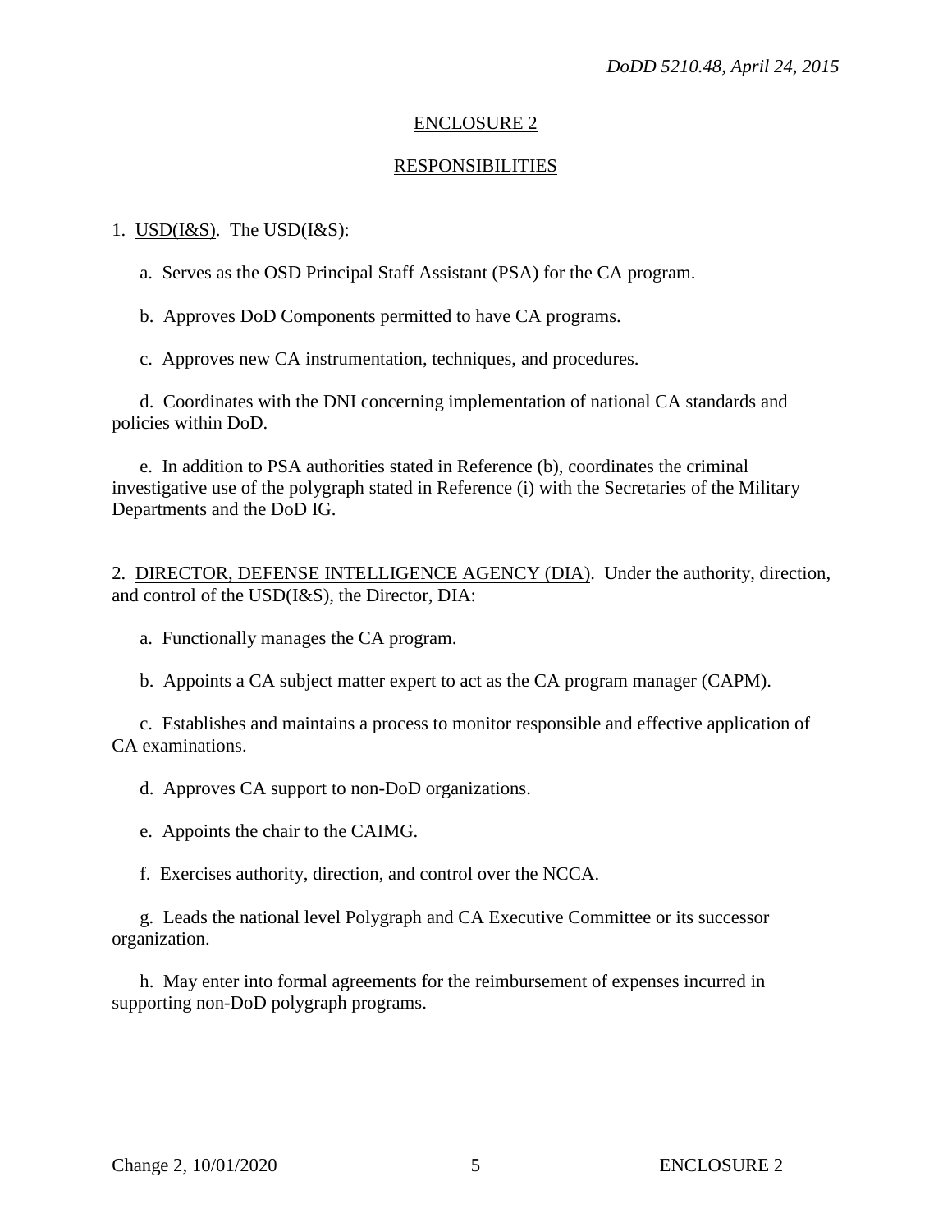## ENCLOSURE 2

## RESPONSIBILITIES

1. USD(I&S). The USD(I&S):

   a. Serves as the OSD Principal Staff Assistant (PSA) for the CA program.

   b. Approves DoD Components permitted to have CA programs.

   c. Approves new CA instrumentation, techniques, and procedures.

   d. Coordinates with the DNI concerning implementation of national CA standards and policies within DoD.

   e. In addition to PSA authorities stated in Reference (b), coordinates the criminal investigative use of the polygraph stated in Reference (i) with the Secretaries of the Military Departments and the DoD IG.

2. DIRECTOR, DEFENSE INTELLIGENCE AGENCY (DIA). Under the authority, direction, and control of the USD(I&S), the Director, DIA:

   a. Functionally manages the CA program.

   b. Appoints a CA subject matter expert to act as the CA program manager (CAPM).

   c. Establishes and maintains a process to monitor responsible and effective application of CA examinations.

   d. Approves CA support to non-DoD organizations.

   e. Appoints the chair to the CAIMG.

   f. Exercises authority, direction, and control over the NCCA.

   g. Leads the national level Polygraph and CA Executive Committee or its successor organization.

   h. May enter into formal agreements for the reimbursement of expenses incurred in supporting non-DoD polygraph programs.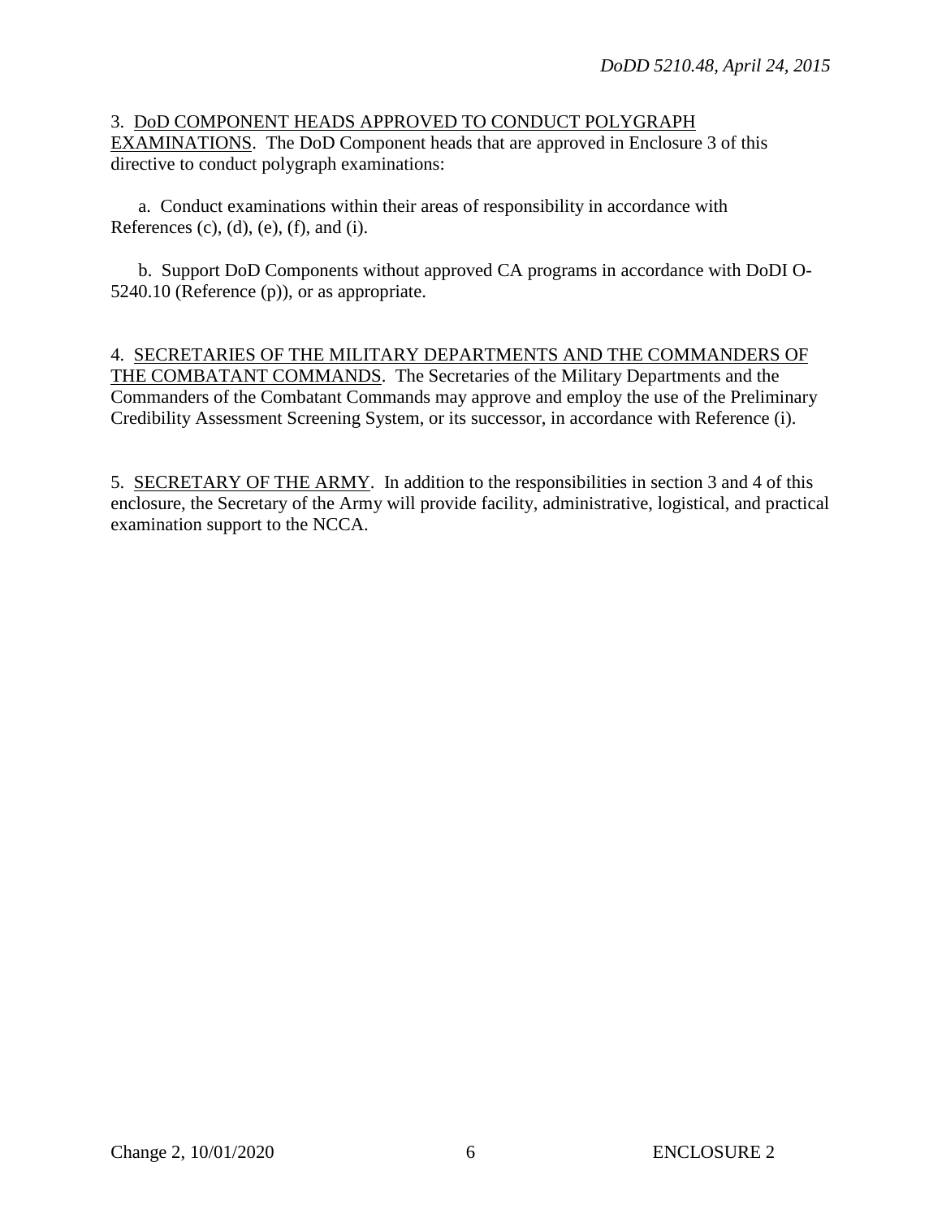3. <u>DoD COMPONENT HEADS APPROVED TO CONDUCT POLYGRAPH EXAMINATIONS</u>. The DoD Component heads that are approved in Enclosure 3 of this directive to conduct polygraph examinations:

a. Conduct examinations within their areas of responsibility in accordance with References (c), (d), (e), (f), and (i).

b. Support DoD Components without approved CA programs in accordance with DoDI O-5240.10 (Reference (p)), or as appropriate.

4. <u>SECRETARIES OF THE MILITARY DEPARTMENTS AND THE COMMANDERS OF THE COMBATANT COMMANDS</u>. The Secretaries of the Military Departments and the Commanders of the Combatant Commands may approve and employ the use of the Preliminary Credibility Assessment Screening System, or its successor, in accordance with Reference (i).

5. <u>SECRETARY OF THE ARMY</u>. In addition to the responsibilities in section 3 and 4 of this enclosure, the Secretary of the Army will provide facility, administrative, logistical, and practical examination support to the NCCA.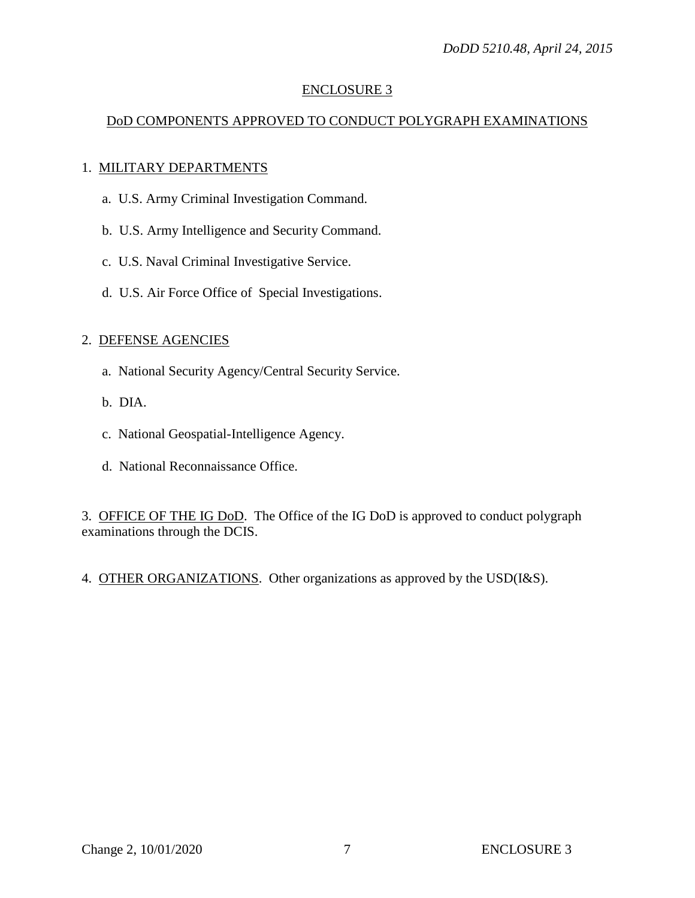## ENCLOSURE 3

## DoD COMPONENTS APPROVED TO CONDUCT POLYGRAPH EXAMINATIONS

1. MILITARY DEPARTMENTS

   a. U.S. Army Criminal Investigation Command.

   b. U.S. Army Intelligence and Security Command.

   c. U.S. Naval Criminal Investigative Service.

   d. U.S. Air Force Office of Special Investigations.

2. DEFENSE AGENCIES

   a. National Security Agency/Central Security Service.

   b. DIA.

   c. National Geospatial-Intelligence Agency.

   d. National Reconnaissance Office.

3. OFFICE OF THE IG DoD. The Office of the IG DoD is approved to conduct polygraph examinations through the DCIS.

4. OTHER ORGANIZATIONS. Other organizations as approved by the USD(I&S).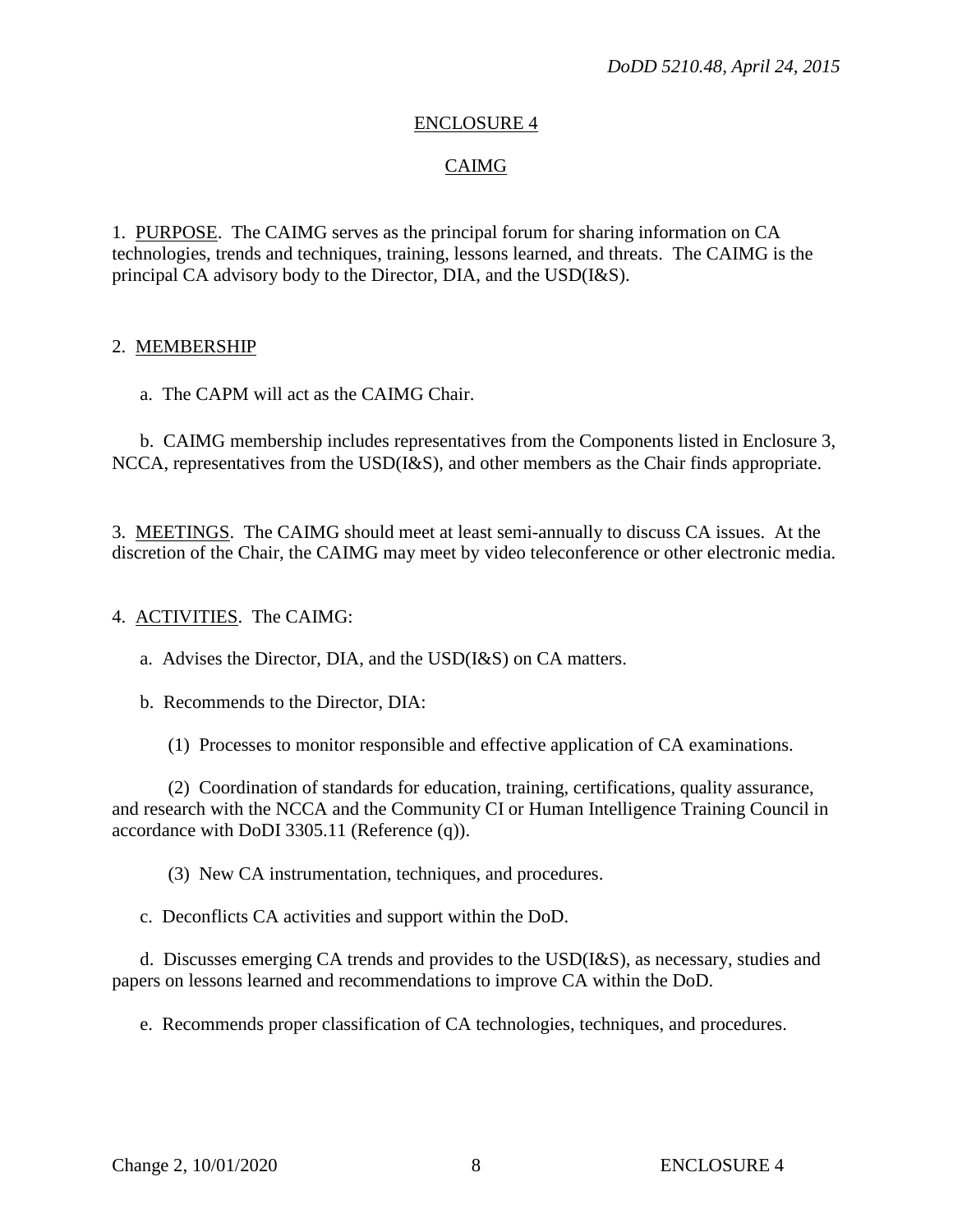## ENCLOSURE 4

## CAIMG

1. PURPOSE. The CAIMG serves as the principal forum for sharing information on CA technologies, trends and techniques, training, lessons learned, and threats. The CAIMG is the principal CA advisory body to the Director, DIA, and the USD(I&S).

2. MEMBERSHIP

a. The CAPM will act as the CAIMG Chair.

b. CAIMG membership includes representatives from the Components listed in Enclosure 3, NCCA, representatives from the USD(I&S), and other members as the Chair finds appropriate.

3. MEETINGS. The CAIMG should meet at least semi-annually to discuss CA issues. At the discretion of the Chair, the CAIMG may meet by video teleconference or other electronic media.

4. ACTIVITIES. The CAIMG:

a. Advises the Director, DIA, and the USD(I&S) on CA matters.

b. Recommends to the Director, DIA:

(1) Processes to monitor responsible and effective application of CA examinations.

(2) Coordination of standards for education, training, certifications, quality assurance, and research with the NCCA and the Community CI or Human Intelligence Training Council in accordance with DoDI 3305.11 (Reference (q)).

(3) New CA instrumentation, techniques, and procedures.

c. Deconflicts CA activities and support within the DoD.

d. Discusses emerging CA trends and provides to the USD(I&S), as necessary, studies and papers on lessons learned and recommendations to improve CA within the DoD.

e. Recommends proper classification of CA technologies, techniques, and procedures.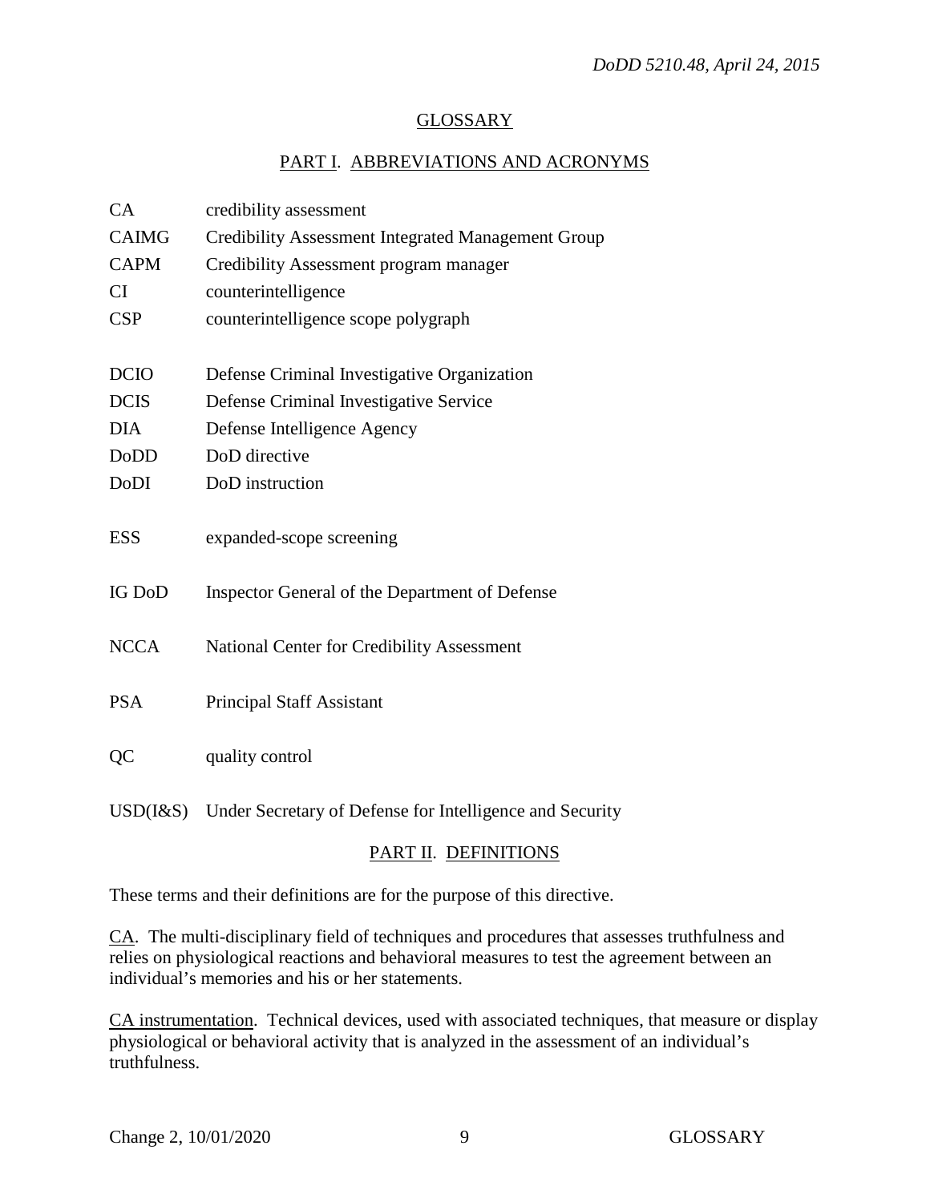# GLOSSARY

## PART I. ABBREVIATIONS AND ACRONYMS

| | |
|---|---|
| CA | credibility assessment |
| CAIMG | Credibility Assessment Integrated Management Group |
| CAPM | Credibility Assessment program manager |
| CI | counterintelligence |
| CSP | counterintelligence scope polygraph |
| DCIO | Defense Criminal Investigative Organization |
| DCIS | Defense Criminal Investigative Service |
| DIA | Defense Intelligence Agency |
| DoDD | DoD directive |
| DoDI | DoD instruction |
| ESS | expanded-scope screening |
| IG DoD | Inspector General of the Department of Defense |
| NCCA | National Center for Credibility Assessment |
| PSA | Principal Staff Assistant |
| QC | quality control |
| USD(I&S) | Under Secretary of Defense for Intelligence and Security |

## PART II. DEFINITIONS

These terms and their definitions are for the purpose of this directive.

CA. The multi-disciplinary field of techniques and procedures that assesses truthfulness and relies on physiological reactions and behavioral measures to test the agreement between an individual's memories and his or her statements.

CA instrumentation. Technical devices, used with associated techniques, that measure or display physiological or behavioral activity that is analyzed in the assessment of an individual's truthfulness.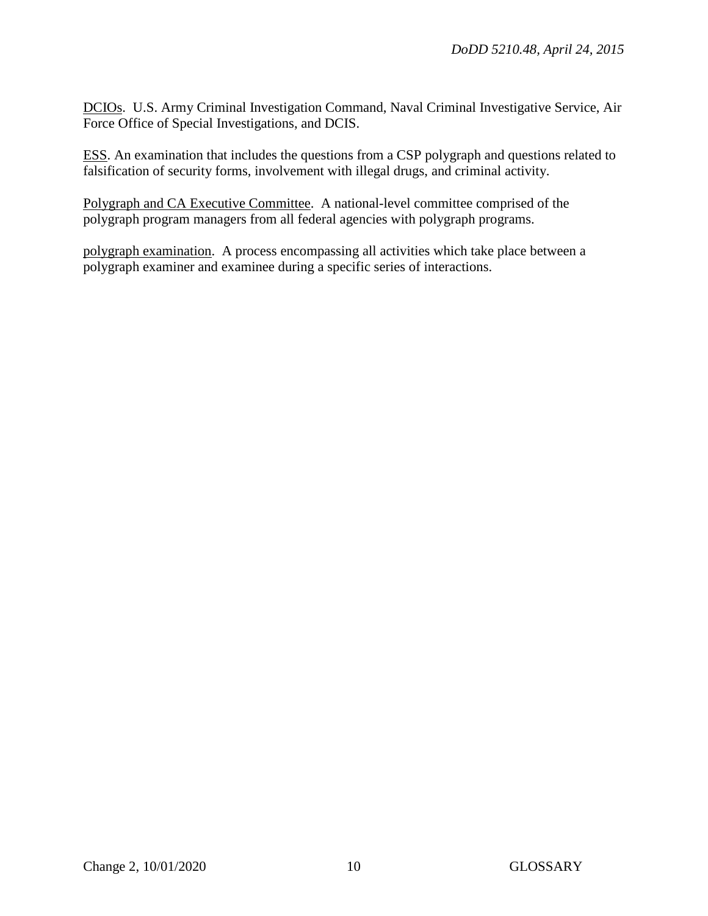<u>DCIOs</u>. U.S. Army Criminal Investigation Command, Naval Criminal Investigative Service, Air Force Office of Special Investigations, and DCIS.

<u>ESS</u>. An examination that includes the questions from a CSP polygraph and questions related to falsification of security forms, involvement with illegal drugs, and criminal activity.

<u>Polygraph and CA Executive Committee</u>. A national-level committee comprised of the polygraph program managers from all federal agencies with polygraph programs.

<u>polygraph examination</u>. A process encompassing all activities which take place between a polygraph examiner and examinee during a specific series of interactions.